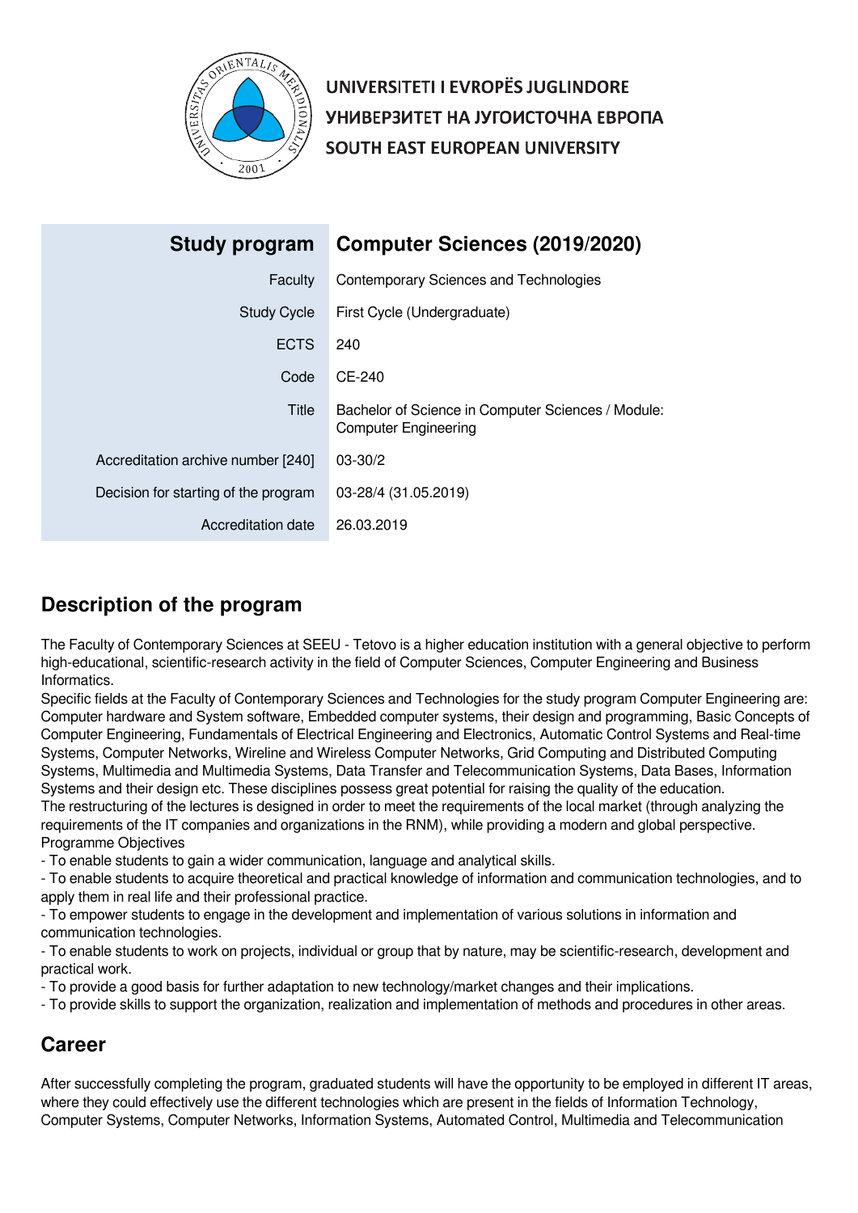UNIVERSITETI I EVROPËS JUGLINDORE
УНИВЕРЗИТЕТ НА ЈУГОИСТОЧНА ЕВРОПА
SOUTH EAST EUROPEAN UNIVERSITY

| Study program | Computer Sciences (2019/2020) |
| --- | --- |
| Faculty | Contemporary Sciences and Technologies |
| Study Cycle | First Cycle (Undergraduate) |
| ECTS | 240 |
| Code | CE-240 |
| Title | Bachelor of Science in Computer Sciences / Module: Computer Engineering |
| Accreditation archive number [240] | 03-30/2 |
| Decision for starting of the program | 03-28/4 (31.05.2019) |
| Accreditation date | 26.03.2019 |

## Description of the program

The Faculty of Contemporary Sciences at SEEU - Tetovo is a higher education institution with a general objective to perform high-educational, scientific-research activity in the field of Computer Sciences, Computer Engineering and Business Informatics.
Specific fields at the Faculty of Contemporary Sciences and Technologies for the study program Computer Engineering are: Computer hardware and System software, Embedded computer systems, their design and programming, Basic Concepts of Computer Engineering, Fundamentals of Electrical Engineering and Electronics, Automatic Control Systems and Real-time Systems, Computer Networks, Wireline and Wireless Computer Networks, Grid Computing and Distributed Computing Systems, Multimedia and Multimedia Systems, Data Transfer and Telecommunication Systems, Data Bases, Information Systems and their design etc. These disciplines possess great potential for raising the quality of the education.
The restructuring of the lectures is designed in order to meet the requirements of the local market (through analyzing the requirements of the IT companies and organizations in the RNM), while providing a modern and global perspective.
Programme Objectives
- To enable students to gain a wider communication, language and analytical skills.
- To enable students to acquire theoretical and practical knowledge of information and communication technologies, and to apply them in real life and their professional practice.
- To empower students to engage in the development and implementation of various solutions in information and communication technologies.
- To enable students to work on projects, individual or group that by nature, may be scientific-research, development and practical work.
- To provide a good basis for further adaptation to new technology/market changes and their implications.
- To provide skills to support the organization, realization and implementation of methods and procedures in other areas.

## Career

After successfully completing the program, graduated students will have the opportunity to be employed in different IT areas, where they could effectively use the different technologies which are present in the fields of Information Technology, Computer Systems, Computer Networks, Information Systems, Automated Control, Multimedia and Telecommunication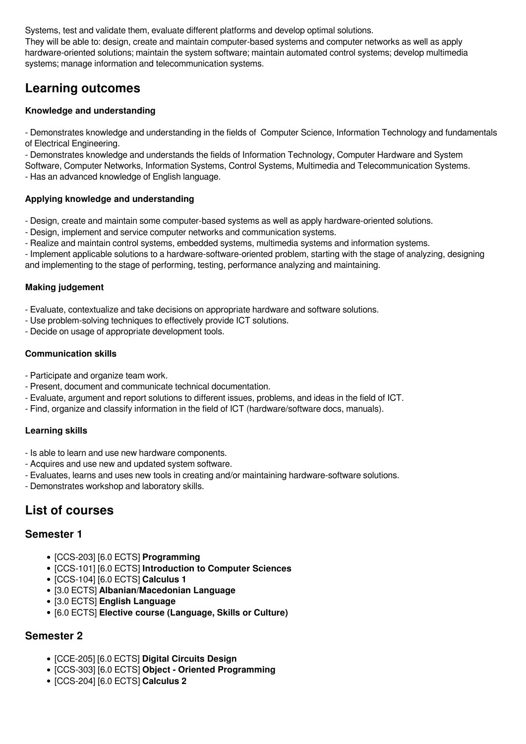Systems, test and validate them, evaluate different platforms and develop optimal solutions.
They will be able to: design, create and maintain computer-based systems and computer networks as well as apply hardware-oriented solutions; maintain the system software; maintain automated control systems; develop multimedia systems; manage information and telecommunication systems.

## Learning outcomes

#### Knowledge and understanding

- Demonstrates knowledge and understanding in the fields of Computer Science, Information Technology and fundamentals of Electrical Engineering.
- Demonstrates knowledge and understands the fields of Information Technology, Computer Hardware and System Software, Computer Networks, Information Systems, Control Systems, Multimedia and Telecommunication Systems.
- Has an advanced knowledge of English language.

#### Applying knowledge and understanding

- Design, create and maintain some computer-based systems as well as apply hardware-oriented solutions.
- Design, implement and service computer networks and communication systems.
- Realize and maintain control systems, embedded systems, multimedia systems and information systems.
- Implement applicable solutions to a hardware-software-oriented problem, starting with the stage of analyzing, designing and implementing to the stage of performing, testing, performance analyzing and maintaining.

#### Making judgement

- Evaluate, contextualize and take decisions on appropriate hardware and software solutions.
- Use problem-solving techniques to effectively provide ICT solutions.
- Decide on usage of appropriate development tools.

#### Communication skills

- Participate and organize team work.
- Present, document and communicate technical documentation.
- Evaluate, argument and report solutions to different issues, problems, and ideas in the field of ICT.
- Find, organize and classify information in the field of ICT (hardware/software docs, manuals).

#### Learning skills

- Is able to learn and use new hardware components.
- Acquires and use new and updated system software.
- Evaluates, learns and uses new tools in creating and/or maintaining hardware-software solutions.
- Demonstrates workshop and laboratory skills.

## List of courses

### Semester 1

- [CCS-203] [6.0 ECTS] **Programming**
- [CCS-101] [6.0 ECTS] **Introduction to Computer Sciences**
- [CCS-104] [6.0 ECTS] **Calculus 1**
- [3.0 ECTS] **Albanian/Macedonian Language**
- [3.0 ECTS] **English Language**
- [6.0 ECTS] **Elective course (Language, Skills or Culture)**

### Semester 2

- [CCE-205] [6.0 ECTS] **Digital Circuits Design**
- [CCS-303] [6.0 ECTS] **Object - Oriented Programming**
- [CCS-204] [6.0 ECTS] **Calculus 2**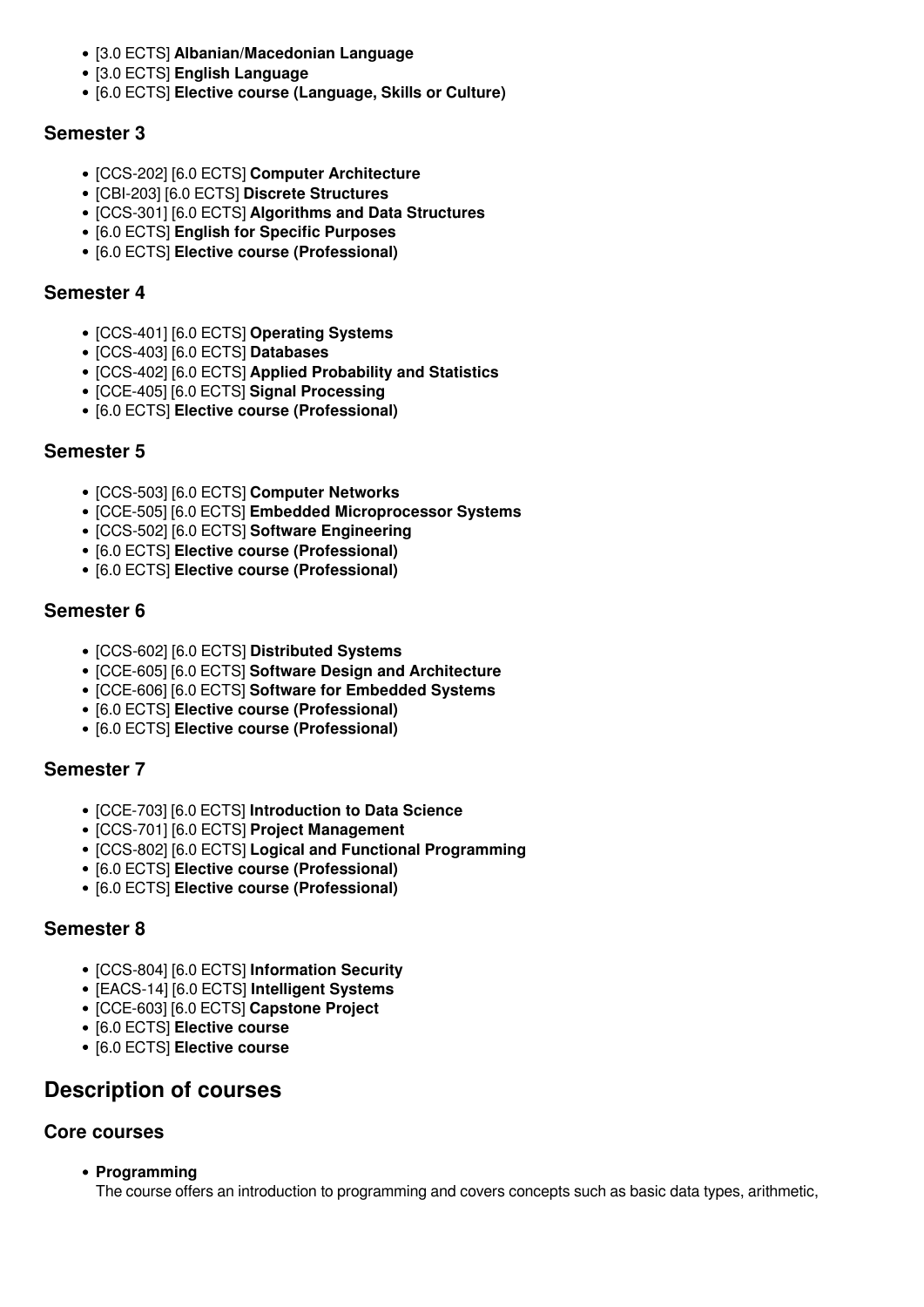- [3.0 ECTS] **Albanian/Macedonian Language**
- [3.0 ECTS] **English Language**
- [6.0 ECTS] **Elective course (Language, Skills or Culture)**

### Semester 3

- [CCS-202] [6.0 ECTS] **Computer Architecture**
- [CBI-203] [6.0 ECTS] **Discrete Structures**
- [CCS-301] [6.0 ECTS] **Algorithms and Data Structures**
- [6.0 ECTS] **English for Specific Purposes**
- [6.0 ECTS] **Elective course (Professional)**

### Semester 4

- [CCS-401] [6.0 ECTS] **Operating Systems**
- [CCS-403] [6.0 ECTS] **Databases**
- [CCS-402] [6.0 ECTS] **Applied Probability and Statistics**
- [CCE-405] [6.0 ECTS] **Signal Processing**
- [6.0 ECTS] **Elective course (Professional)**

### Semester 5

- [CCS-503] [6.0 ECTS] **Computer Networks**
- [CCE-505] [6.0 ECTS] **Embedded Microprocessor Systems**
- [CCS-502] [6.0 ECTS] **Software Engineering**
- [6.0 ECTS] **Elective course (Professional)**
- [6.0 ECTS] **Elective course (Professional)**

### Semester 6

- [CCS-602] [6.0 ECTS] **Distributed Systems**
- [CCE-605] [6.0 ECTS] **Software Design and Architecture**
- [CCE-606] [6.0 ECTS] **Software for Embedded Systems**
- [6.0 ECTS] **Elective course (Professional)**
- [6.0 ECTS] **Elective course (Professional)**

### Semester 7

- [CCE-703] [6.0 ECTS] **Introduction to Data Science**
- [CCS-701] [6.0 ECTS] **Project Management**
- [CCS-802] [6.0 ECTS] **Logical and Functional Programming**
- [6.0 ECTS] **Elective course (Professional)**
- [6.0 ECTS] **Elective course (Professional)**

### Semester 8

- [CCS-804] [6.0 ECTS] **Information Security**
- [EACS-14] [6.0 ECTS] **Intelligent Systems**
- [CCE-603] [6.0 ECTS] **Capstone Project**
- [6.0 ECTS] **Elective course**
- [6.0 ECTS] **Elective course**

## Description of courses

### Core courses

- **Programming**
  The course offers an introduction to programming and covers concepts such as basic data types, arithmetic,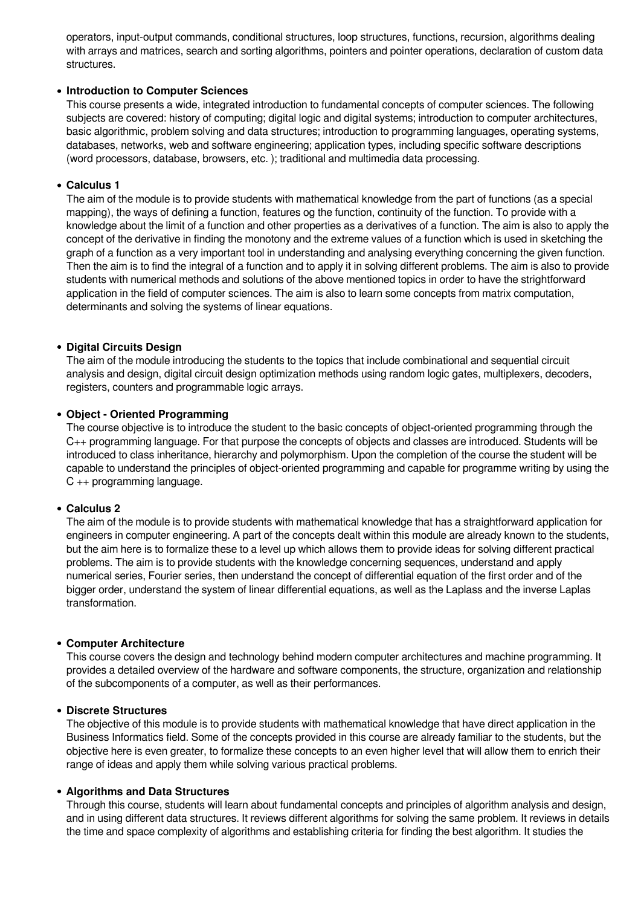operators, input-output commands, conditional structures, loop structures, functions, recursion, algorithms dealing with arrays and matrices, search and sorting algorithms, pointers and pointer operations, declaration of custom data structures.

- **Introduction to Computer Sciences**
  This course presents a wide, integrated introduction to fundamental concepts of computer sciences. The following subjects are covered: history of computing; digital logic and digital systems; introduction to computer architectures, basic algorithmic, problem solving and data structures; introduction to programming languages, operating systems, databases, networks, web and software engineering; application types, including specific software descriptions (word processors, database, browsers, etc. ); traditional and multimedia data processing.

- **Calculus 1**
  The aim of the module is to provide students with mathematical knowledge from the part of functions (as a special mapping), the ways of defining a function, features og the function, continuity of the function. To provide with a knowledge about the limit of a function and other properties as a derivatives of a function. The aim is also to apply the concept of the derivative in finding the monotony and the extreme values of a function which is used in sketching the graph of a function as a very important tool in understanding and analysing everything concerning the given function. Then the aim is to find the integral of a function and to apply it in solving different problems. The aim is also to provide students with numerical methods and solutions of the above mentioned topics in order to have the strightforward application in the field of computer sciences. The aim is also to learn some concepts from matrix computation, determinants and solving the systems of linear equations.

- **Digital Circuits Design**
  The aim of the module introducing the students to the topics that include combinational and sequential circuit analysis and design, digital circuit design optimization methods using random logic gates, multiplexers, decoders, registers, counters and programmable logic arrays.

- **Object - Oriented Programming**
  The course objective is to introduce the student to the basic concepts of object-oriented programming through the C++ programming language. For that purpose the concepts of objects and classes are introduced. Students will be introduced to class inheritance, hierarchy and polymorphism. Upon the completion of the course the student will be capable to understand the principles of object-oriented programming and capable for programme writing by using the C ++ programming language.

- **Calculus 2**
  The aim of the module is to provide students with mathematical knowledge that has a straightforward application for engineers in computer engineering. A part of the concepts dealt within this module are already known to the students, but the aim here is to formalize these to a level up which allows them to provide ideas for solving different practical problems. The aim is to provide students with the knowledge concerning sequences, understand and apply numerical series, Fourier series, then understand the concept of differential equation of the first order and of the bigger order, understand the system of linear differential equations, as well as the Laplass and the inverse Laplas transformation.

- **Computer Architecture**
  This course covers the design and technology behind modern computer architectures and machine programming. It provides a detailed overview of the hardware and software components, the structure, organization and relationship of the subcomponents of a computer, as well as their performances.

- **Discrete Structures**
  The objective of this module is to provide students with mathematical knowledge that have direct application in the Business Informatics field. Some of the concepts provided in this course are already familiar to the students, but the objective here is even greater, to formalize these concepts to an even higher level that will allow them to enrich their range of ideas and apply them while solving various practical problems.

- **Algorithms and Data Structures**
  Through this course, students will learn about fundamental concepts and principles of algorithm analysis and design, and in using different data structures. It reviews different algorithms for solving the same problem. It reviews in details the time and space complexity of algorithms and establishing criteria for finding the best algorithm. It studies the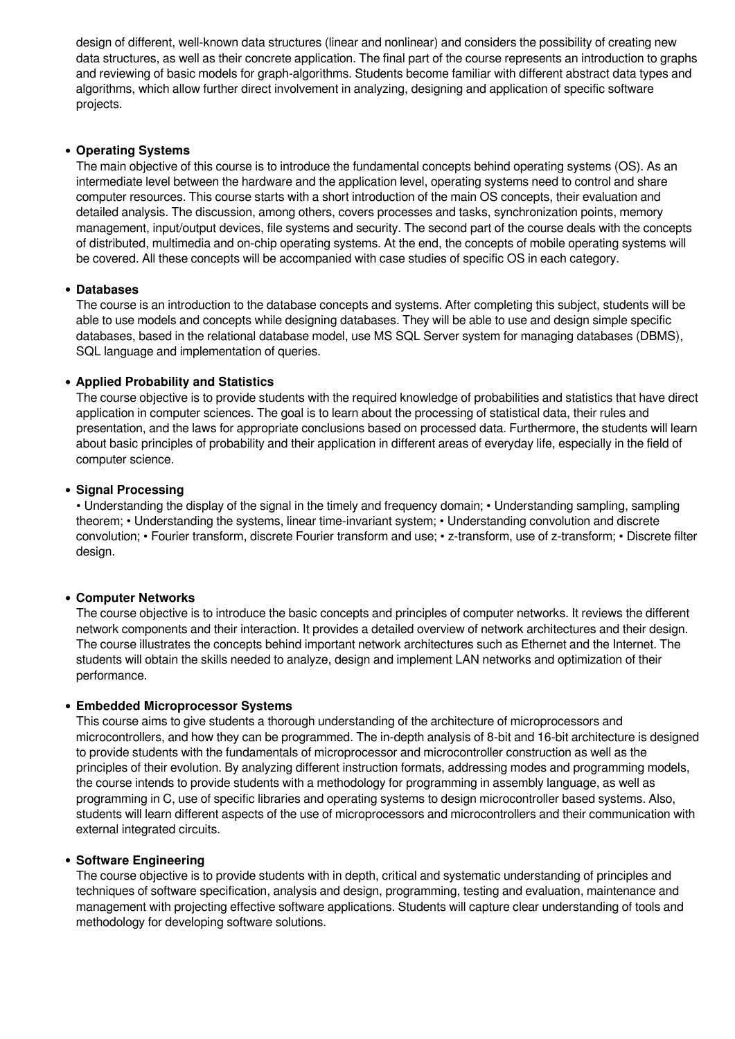design of different, well-known data structures (linear and nonlinear) and considers the possibility of creating new data structures, as well as their concrete application. The final part of the course represents an introduction to graphs and reviewing of basic models for graph-algorithms. Students become familiar with different abstract data types and algorithms, which allow further direct involvement in analyzing, designing and application of specific software projects.

- **Operating Systems**
  The main objective of this course is to introduce the fundamental concepts behind operating systems (OS). As an intermediate level between the hardware and the application level, operating systems need to control and share computer resources. This course starts with a short introduction of the main OS concepts, their evaluation and detailed analysis. The discussion, among others, covers processes and tasks, synchronization points, memory management, input/output devices, file systems and security. The second part of the course deals with the concepts of distributed, multimedia and on-chip operating systems. At the end, the concepts of mobile operating systems will be covered. All these concepts will be accompanied with case studies of specific OS in each category.

- **Databases**
  The course is an introduction to the database concepts and systems. After completing this subject, students will be able to use models and concepts while designing databases. They will be able to use and design simple specific databases, based in the relational database model, use MS SQL Server system for managing databases (DBMS), SQL language and implementation of queries.

- **Applied Probability and Statistics**
  The course objective is to provide students with the required knowledge of probabilities and statistics that have direct application in computer sciences. The goal is to learn about the processing of statistical data, their rules and presentation, and the laws for appropriate conclusions based on processed data. Furthermore, the students will learn about basic principles of probability and their application in different areas of everyday life, especially in the field of computer science.

- **Signal Processing**
  • Understanding the display of the signal in the timely and frequency domain; • Understanding sampling, sampling theorem; • Understanding the systems, linear time-invariant system; • Understanding convolution and discrete convolution; • Fourier transform, discrete Fourier transform and use; • z-transform, use of z-transform; • Discrete filter design.

- **Computer Networks**
  The course objective is to introduce the basic concepts and principles of computer networks. It reviews the different network components and their interaction. It provides a detailed overview of network architectures and their design. The course illustrates the concepts behind important network architectures such as Ethernet and the Internet. The students will obtain the skills needed to analyze, design and implement LAN networks and optimization of their performance.

- **Embedded Microprocessor Systems**
  This course aims to give students a thorough understanding of the architecture of microprocessors and microcontrollers, and how they can be programmed. The in-depth analysis of 8-bit and 16-bit architecture is designed to provide students with the fundamentals of microprocessor and microcontroller construction as well as the principles of their evolution. By analyzing different instruction formats, addressing modes and programming models, the course intends to provide students with a methodology for programming in assembly language, as well as programming in C, use of specific libraries and operating systems to design microcontroller based systems. Also, students will learn different aspects of the use of microprocessors and microcontrollers and their communication with external integrated circuits.

- **Software Engineering**
  The course objective is to provide students with in depth, critical and systematic understanding of principles and techniques of software specification, analysis and design, programming, testing and evaluation, maintenance and management with projecting effective software applications. Students will capture clear understanding of tools and methodology for developing software solutions.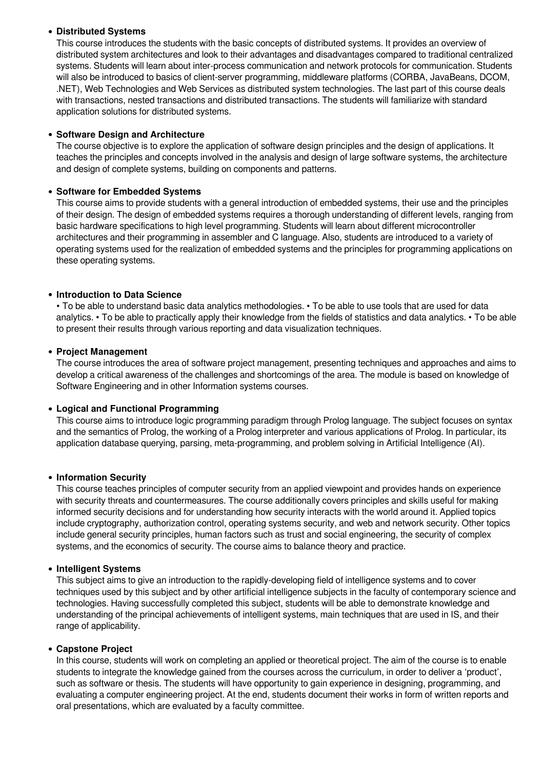- **Distributed Systems**
  This course introduces the students with the basic concepts of distributed systems. It provides an overview of distributed system architectures and look to their advantages and disadvantages compared to traditional centralized systems. Students will learn about inter-process communication and network protocols for communication. Students will also be introduced to basics of client-server programming, middleware platforms (CORBA, JavaBeans, DCOM, .NET), Web Technologies and Web Services as distributed system technologies. The last part of this course deals with transactions, nested transactions and distributed transactions. The students will familiarize with standard application solutions for distributed systems.

- **Software Design and Architecture**
  The course objective is to explore the application of software design principles and the design of applications. It teaches the principles and concepts involved in the analysis and design of large software systems, the architecture and design of complete systems, building on components and patterns.

- **Software for Embedded Systems**
  This course aims to provide students with a general introduction of embedded systems, their use and the principles of their design. The design of embedded systems requires a thorough understanding of different levels, ranging from basic hardware specifications to high level programming. Students will learn about different microcontroller architectures and their programming in assembler and C language. Also, students are introduced to a variety of operating systems used for the realization of embedded systems and the principles for programming applications on these operating systems.

- **Introduction to Data Science**
  • To be able to understand basic data analytics methodologies. • To be able to use tools that are used for data analytics. • To be able to practically apply their knowledge from the fields of statistics and data analytics. • To be able to present their results through various reporting and data visualization techniques.

- **Project Management**
  The course introduces the area of software project management, presenting techniques and approaches and aims to develop a critical awareness of the challenges and shortcomings of the area. The module is based on knowledge of Software Engineering and in other Information systems courses.

- **Logical and Functional Programming**
  This course aims to introduce logic programming paradigm through Prolog language. The subject focuses on syntax and the semantics of Prolog, the working of a Prolog interpreter and various applications of Prolog. In particular, its application database querying, parsing, meta-programming, and problem solving in Artificial Intelligence (AI).

- **Information Security**
  This course teaches principles of computer security from an applied viewpoint and provides hands on experience with security threats and countermeasures. The course additionally covers principles and skills useful for making informed security decisions and for understanding how security interacts with the world around it. Applied topics include cryptography, authorization control, operating systems security, and web and network security. Other topics include general security principles, human factors such as trust and social engineering, the security of complex systems, and the economics of security. The course aims to balance theory and practice.

- **Intelligent Systems**
  This subject aims to give an introduction to the rapidly-developing field of intelligence systems and to cover techniques used by this subject and by other artificial intelligence subjects in the faculty of contemporary science and technologies. Having successfully completed this subject, students will be able to demonstrate knowledge and understanding of the principal achievements of intelligent systems, main techniques that are used in IS, and their range of applicability.

- **Capstone Project**
  In this course, students will work on completing an applied or theoretical project. The aim of the course is to enable students to integrate the knowledge gained from the courses across the curriculum, in order to deliver a 'product', such as software or thesis. The students will have opportunity to gain experience in designing, programming, and evaluating a computer engineering project. At the end, students document their works in form of written reports and oral presentations, which are evaluated by a faculty committee.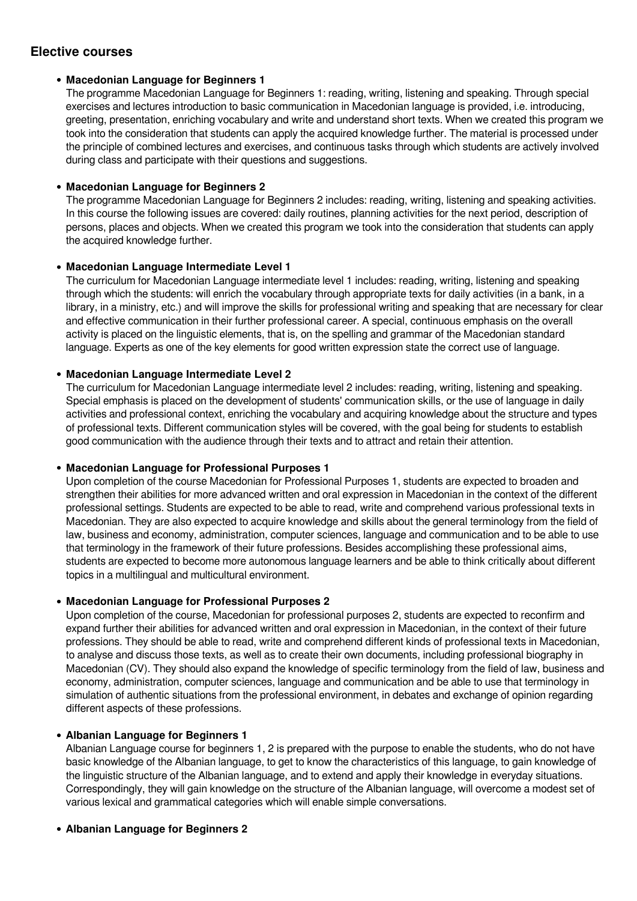## Elective courses

- **Macedonian Language for Beginners 1**
  The programme Macedonian Language for Beginners 1: reading, writing, listening and speaking. Through special exercises and lectures introduction to basic communication in Macedonian language is provided, i.e. introducing, greeting, presentation, enriching vocabulary and write and understand short texts. When we created this program we took into the consideration that students can apply the acquired knowledge further. The material is processed under the principle of combined lectures and exercises, and continuous tasks through which students are actively involved during class and participate with their questions and suggestions.

- **Macedonian Language for Beginners 2**
  The programme Macedonian Language for Beginners 2 includes: reading, writing, listening and speaking activities. In this course the following issues are covered: daily routines, planning activities for the next period, description of persons, places and objects. When we created this program we took into the consideration that students can apply the acquired knowledge further.

- **Macedonian Language Intermediate Level 1**
  The curriculum for Macedonian Language intermediate level 1 includes: reading, writing, listening and speaking through which the students: will enrich the vocabulary through appropriate texts for daily activities (in a bank, in a library, in a ministry, etc.) and will improve the skills for professional writing and speaking that are necessary for clear and effective communication in their further professional career. A special, continuous emphasis on the overall activity is placed on the linguistic elements, that is, on the spelling and grammar of the Macedonian standard language. Experts as one of the key elements for good written expression state the correct use of language.

- **Macedonian Language Intermediate Level 2**
  The curriculum for Macedonian Language intermediate level 2 includes: reading, writing, listening and speaking. Special emphasis is placed on the development of students' communication skills, or the use of language in daily activities and professional context, enriching the vocabulary and acquiring knowledge about the structure and types of professional texts. Different communication styles will be covered, with the goal being for students to establish good communication with the audience through their texts and to attract and retain their attention.

- **Macedonian Language for Professional Purposes 1**
  Upon completion of the course Macedonian for Professional Purposes 1, students are expected to broaden and strengthen their abilities for more advanced written and oral expression in Macedonian in the context of the different professional settings. Students are expected to be able to read, write and comprehend various professional texts in Macedonian. They are also expected to acquire knowledge and skills about the general terminology from the field of law, business and economy, administration, computer sciences, language and communication and to be able to use that terminology in the framework of their future professions. Besides accomplishing these professional aims, students are expected to become more autonomous language learners and be able to think critically about different topics in a multilingual and multicultural environment.

- **Macedonian Language for Professional Purposes 2**
  Upon completion of the course, Macedonian for professional purposes 2, students are expected to reconfirm and expand further their abilities for advanced written and oral expression in Macedonian, in the context of their future professions. They should be able to read, write and comprehend different kinds of professional texts in Macedonian, to analyse and discuss those texts, as well as to create their own documents, including professional biography in Macedonian (CV). They should also expand the knowledge of specific terminology from the field of law, business and economy, administration, computer sciences, language and communication and be able to use that terminology in simulation of authentic situations from the professional environment, in debates and exchange of opinion regarding different aspects of these professions.

- **Albanian Language for Beginners 1**
  Albanian Language course for beginners 1, 2 is prepared with the purpose to enable the students, who do not have basic knowledge of the Albanian language, to get to know the characteristics of this language, to gain knowledge of the linguistic structure of the Albanian language, and to extend and apply their knowledge in everyday situations. Correspondingly, they will gain knowledge on the structure of the Albanian language, will overcome a modest set of various lexical and grammatical categories which will enable simple conversations.

- **Albanian Language for Beginners 2**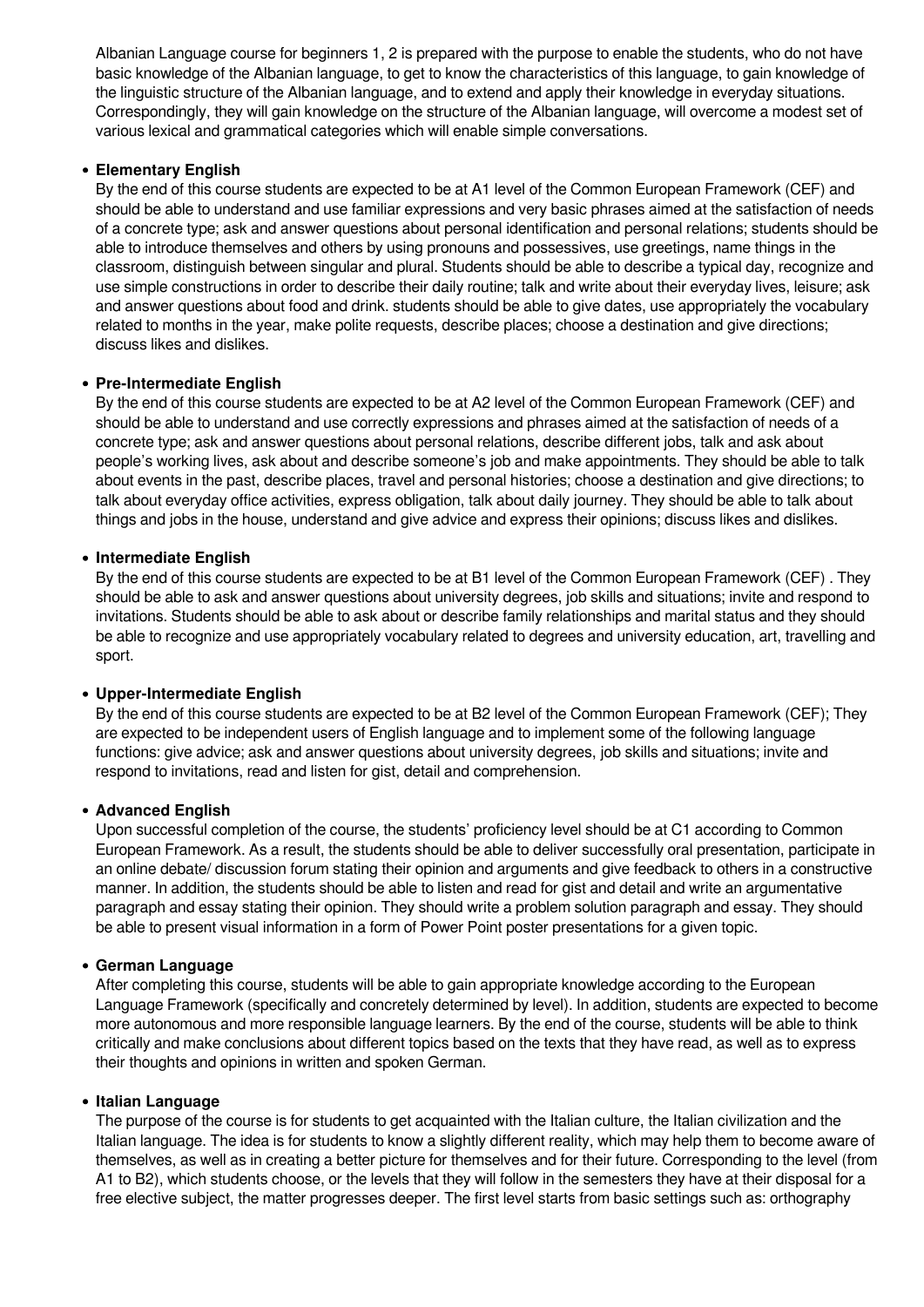Albanian Language course for beginners 1, 2 is prepared with the purpose to enable the students, who do not have basic knowledge of the Albanian language, to get to know the characteristics of this language, to gain knowledge of the linguistic structure of the Albanian language, and to extend and apply their knowledge in everyday situations. Correspondingly, they will gain knowledge on the structure of the Albanian language, will overcome a modest set of various lexical and grammatical categories which will enable simple conversations.

- **Elementary English**
  By the end of this course students are expected to be at A1 level of the Common European Framework (CEF) and should be able to understand and use familiar expressions and very basic phrases aimed at the satisfaction of needs of a concrete type; ask and answer questions about personal identification and personal relations; students should be able to introduce themselves and others by using pronouns and possessives, use greetings, name things in the classroom, distinguish between singular and plural. Students should be able to describe a typical day, recognize and use simple constructions in order to describe their daily routine; talk and write about their everyday lives, leisure; ask and answer questions about food and drink. students should be able to give dates, use appropriately the vocabulary related to months in the year, make polite requests, describe places; choose a destination and give directions; discuss likes and dislikes.

- **Pre-Intermediate English**
  By the end of this course students are expected to be at A2 level of the Common European Framework (CEF) and should be able to understand and use correctly expressions and phrases aimed at the satisfaction of needs of a concrete type; ask and answer questions about personal relations, describe different jobs, talk and ask about people's working lives, ask about and describe someone's job and make appointments. They should be able to talk about events in the past, describe places, travel and personal histories; choose a destination and give directions; to talk about everyday office activities, express obligation, talk about daily journey. They should be able to talk about things and jobs in the house, understand and give advice and express their opinions; discuss likes and dislikes.

- **Intermediate English**
  By the end of this course students are expected to be at B1 level of the Common European Framework (CEF) . They should be able to ask and answer questions about university degrees, job skills and situations; invite and respond to invitations. Students should be able to ask about or describe family relationships and marital status and they should be able to recognize and use appropriately vocabulary related to degrees and university education, art, travelling and sport.

- **Upper-Intermediate English**
  By the end of this course students are expected to be at B2 level of the Common European Framework (CEF); They are expected to be independent users of English language and to implement some of the following language functions: give advice; ask and answer questions about university degrees, job skills and situations; invite and respond to invitations, read and listen for gist, detail and comprehension.

- **Advanced English**
  Upon successful completion of the course, the students' proficiency level should be at C1 according to Common European Framework. As a result, the students should be able to deliver successfully oral presentation, participate in an online debate/ discussion forum stating their opinion and arguments and give feedback to others in a constructive manner. In addition, the students should be able to listen and read for gist and detail and write an argumentative paragraph and essay stating their opinion. They should write a problem solution paragraph and essay. They should be able to present visual information in a form of Power Point poster presentations for a given topic.

- **German Language**
  After completing this course, students will be able to gain appropriate knowledge according to the European Language Framework (specifically and concretely determined by level). In addition, students are expected to become more autonomous and more responsible language learners. By the end of the course, students will be able to think critically and make conclusions about different topics based on the texts that they have read, as well as to express their thoughts and opinions in written and spoken German.

- **Italian Language**
  The purpose of the course is for students to get acquainted with the Italian culture, the Italian civilization and the Italian language. The idea is for students to know a slightly different reality, which may help them to become aware of themselves, as well as in creating a better picture for themselves and for their future. Corresponding to the level (from A1 to B2), which students choose, or the levels that they will follow in the semesters they have at their disposal for a free elective subject, the matter progresses deeper. The first level starts from basic settings such as: orthography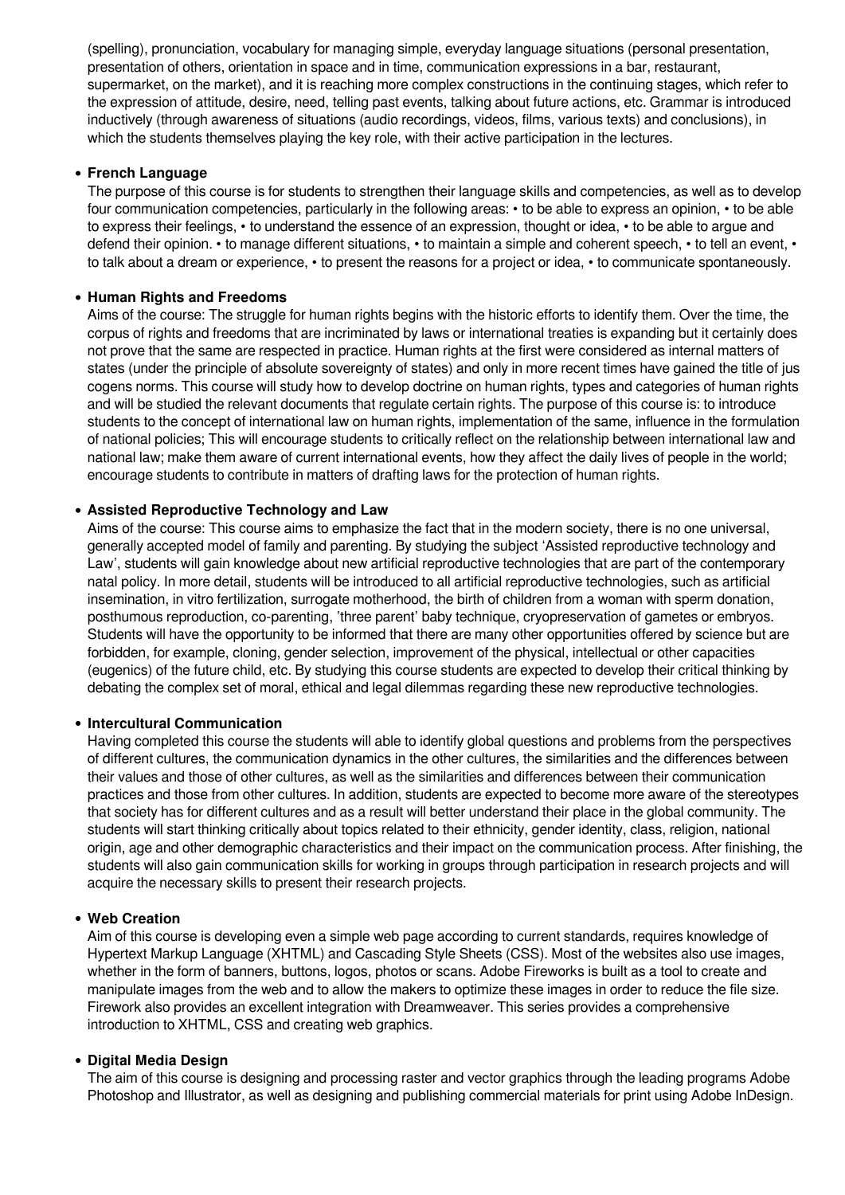(spelling), pronunciation, vocabulary for managing simple, everyday language situations (personal presentation, presentation of others, orientation in space and in time, communication expressions in a bar, restaurant, supermarket, on the market), and it is reaching more complex constructions in the continuing stages, which refer to the expression of attitude, desire, need, telling past events, talking about future actions, etc. Grammar is introduced inductively (through awareness of situations (audio recordings, videos, films, various texts) and conclusions), in which the students themselves playing the key role, with their active participation in the lectures.

- **French Language**

  The purpose of this course is for students to strengthen their language skills and competencies, as well as to develop four communication competencies, particularly in the following areas: • to be able to express an opinion, • to be able to express their feelings, • to understand the essence of an expression, thought or idea, • to be able to argue and defend their opinion. • to manage different situations, • to maintain a simple and coherent speech, • to tell an event, • to talk about a dream or experience, • to present the reasons for a project or idea, • to communicate spontaneously.

- **Human Rights and Freedoms**

  Aims of the course: The struggle for human rights begins with the historic efforts to identify them. Over the time, the corpus of rights and freedoms that are incriminated by laws or international treaties is expanding but it certainly does not prove that the same are respected in practice. Human rights at the first were considered as internal matters of states (under the principle of absolute sovereignty of states) and only in more recent times have gained the title of jus cogens norms. This course will study how to develop doctrine on human rights, types and categories of human rights and will be studied the relevant documents that regulate certain rights. The purpose of this course is: to introduce students to the concept of international law on human rights, implementation of the same, influence in the formulation of national policies; This will encourage students to critically reflect on the relationship between international law and national law; make them aware of current international events, how they affect the daily lives of people in the world; encourage students to contribute in matters of drafting laws for the protection of human rights.

- **Assisted Reproductive Technology and Law**

  Aims of the course: This course aims to emphasize the fact that in the modern society, there is no one universal, generally accepted model of family and parenting. By studying the subject 'Assisted reproductive technology and Law', students will gain knowledge about new artificial reproductive technologies that are part of the contemporary natal policy. In more detail, students will be introduced to all artificial reproductive technologies, such as artificial insemination, in vitro fertilization, surrogate motherhood, the birth of children from a woman with sperm donation, posthumous reproduction, co-parenting, 'three parent' baby technique, cryopreservation of gametes or embryos. Students will have the opportunity to be informed that there are many other opportunities offered by science but are forbidden, for example, cloning, gender selection, improvement of the physical, intellectual or other capacities (eugenics) of the future child, etc. By studying this course students are expected to develop their critical thinking by debating the complex set of moral, ethical and legal dilemmas regarding these new reproductive technologies.

- **Intercultural Communication**

  Having completed this course the students will able to identify global questions and problems from the perspectives of different cultures, the communication dynamics in the other cultures, the similarities and the differences between their values and those of other cultures, as well as the similarities and differences between their communication practices and those from other cultures. In addition, students are expected to become more aware of the stereotypes that society has for different cultures and as a result will better understand their place in the global community. The students will start thinking critically about topics related to their ethnicity, gender identity, class, religion, national origin, age and other demographic characteristics and their impact on the communication process. After finishing, the students will also gain communication skills for working in groups through participation in research projects and will acquire the necessary skills to present their research projects.

- **Web Creation**

  Aim of this course is developing even a simple web page according to current standards, requires knowledge of Hypertext Markup Language (XHTML) and Cascading Style Sheets (CSS). Most of the websites also use images, whether in the form of banners, buttons, logos, photos or scans. Adobe Fireworks is built as a tool to create and manipulate images from the web and to allow the makers to optimize these images in order to reduce the file size. Firework also provides an excellent integration with Dreamweaver. This series provides a comprehensive introduction to XHTML, CSS and creating web graphics.

- **Digital Media Design**

  The aim of this course is designing and processing raster and vector graphics through the leading programs Adobe Photoshop and Illustrator, as well as designing and publishing commercial materials for print using Adobe InDesign.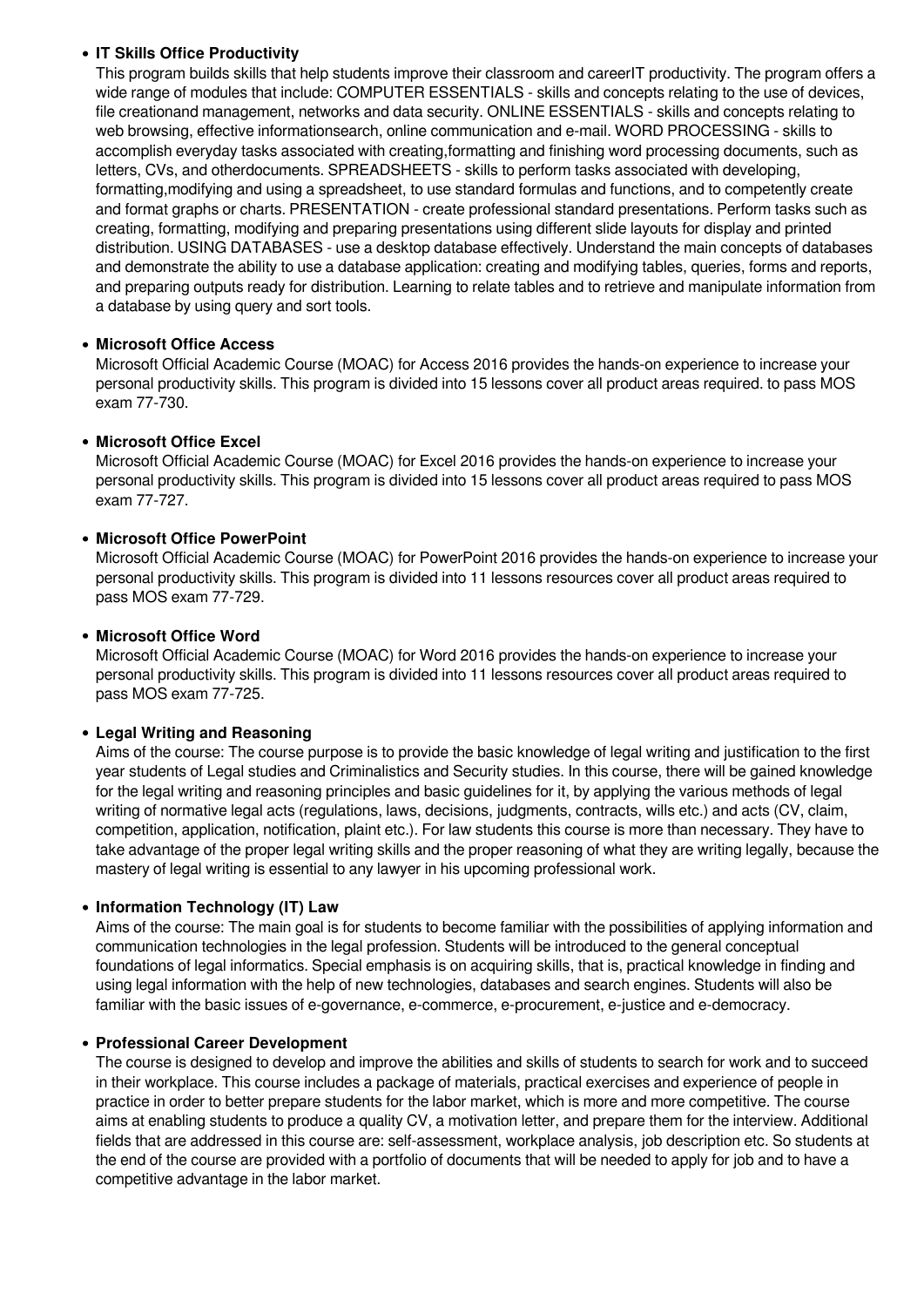- **IT Skills Office Productivity**
  This program builds skills that help students improve their classroom and careerIT productivity. The program offers a wide range of modules that include: COMPUTER ESSENTIALS - skills and concepts relating to the use of devices, file creationand management, networks and data security. ONLINE ESSENTIALS - skills and concepts relating to web browsing, effective informationsearch, online communication and e-mail. WORD PROCESSING - skills to accomplish everyday tasks associated with creating,formatting and finishing word processing documents, such as letters, CVs, and otherdocuments. SPREADSHEETS - skills to perform tasks associated with developing, formatting,modifying and using a spreadsheet, to use standard formulas and functions, and to competently create and format graphs or charts. PRESENTATION - create professional standard presentations. Perform tasks such as creating, formatting, modifying and preparing presentations using different slide layouts for display and printed distribution. USING DATABASES - use a desktop database effectively. Understand the main concepts of databases and demonstrate the ability to use a database application: creating and modifying tables, queries, forms and reports, and preparing outputs ready for distribution. Learning to relate tables and to retrieve and manipulate information from a database by using query and sort tools.

- **Microsoft Office Access**
  Microsoft Official Academic Course (MOAC) for Access 2016 provides the hands-on experience to increase your personal productivity skills. This program is divided into 15 lessons cover all product areas required. to pass MOS exam 77-730.

- **Microsoft Office Excel**
  Microsoft Official Academic Course (MOAC) for Excel 2016 provides the hands-on experience to increase your personal productivity skills. This program is divided into 15 lessons cover all product areas required to pass MOS exam 77-727.

- **Microsoft Office PowerPoint**
  Microsoft Official Academic Course (MOAC) for PowerPoint 2016 provides the hands-on experience to increase your personal productivity skills. This program is divided into 11 lessons resources cover all product areas required to pass MOS exam 77-729.

- **Microsoft Office Word**
  Microsoft Official Academic Course (MOAC) for Word 2016 provides the hands-on experience to increase your personal productivity skills. This program is divided into 11 lessons resources cover all product areas required to pass MOS exam 77-725.

- **Legal Writing and Reasoning**
  Aims of the course: The course purpose is to provide the basic knowledge of legal writing and justification to the first year students of Legal studies and Criminalistics and Security studies. In this course, there will be gained knowledge for the legal writing and reasoning principles and basic guidelines for it, by applying the various methods of legal writing of normative legal acts (regulations, laws, decisions, judgments, contracts, wills etc.) and acts (CV, claim, competition, application, notification, plaint etc.). For law students this course is more than necessary. They have to take advantage of the proper legal writing skills and the proper reasoning of what they are writing legally, because the mastery of legal writing is essential to any lawyer in his upcoming professional work.

- **Information Technology (IT) Law**
  Aims of the course: The main goal is for students to become familiar with the possibilities of applying information and communication technologies in the legal profession. Students will be introduced to the general conceptual foundations of legal informatics. Special emphasis is on acquiring skills, that is, practical knowledge in finding and using legal information with the help of new technologies, databases and search engines. Students will also be familiar with the basic issues of e-governance, e-commerce, e-procurement, e-justice and e-democracy.

- **Professional Career Development**
  The course is designed to develop and improve the abilities and skills of students to search for work and to succeed in their workplace. This course includes a package of materials, practical exercises and experience of people in practice in order to better prepare students for the labor market, which is more and more competitive. The course aims at enabling students to produce a quality CV, a motivation letter, and prepare them for the interview. Additional fields that are addressed in this course are: self-assessment, workplace analysis, job description etc. So students at the end of the course are provided with a portfolio of documents that will be needed to apply for job and to have a competitive advantage in the labor market.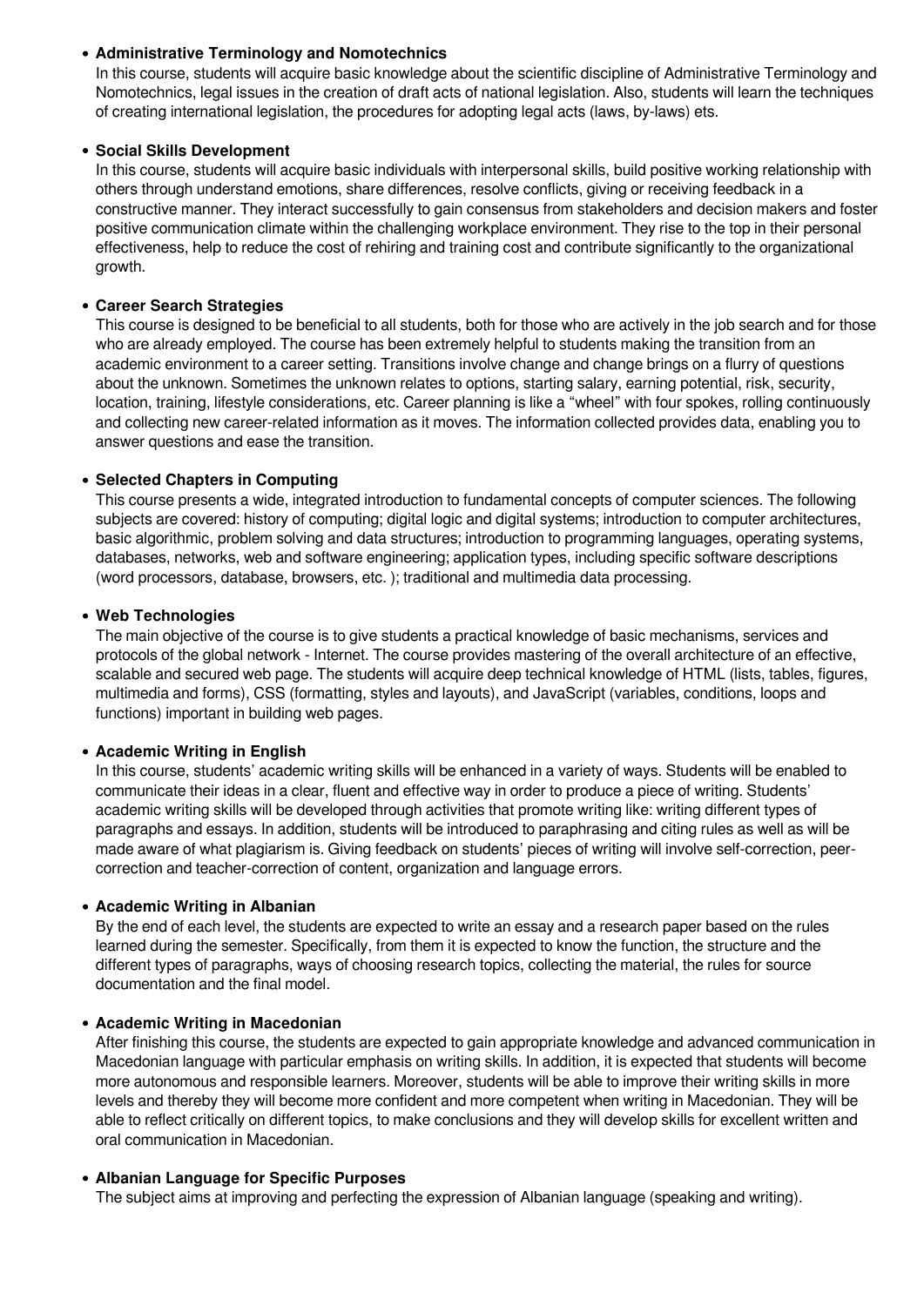- **Administrative Terminology and Nomotechnics**
  In this course, students will acquire basic knowledge about the scientific discipline of Administrative Terminology and Nomotechnics, legal issues in the creation of draft acts of national legislation. Also, students will learn the techniques of creating international legislation, the procedures for adopting legal acts (laws, by-laws) ets.

- **Social Skills Development**
  In this course, students will acquire basic individuals with interpersonal skills, build positive working relationship with others through understand emotions, share differences, resolve conflicts, giving or receiving feedback in a constructive manner. They interact successfully to gain consensus from stakeholders and decision makers and foster positive communication climate within the challenging workplace environment. They rise to the top in their personal effectiveness, help to reduce the cost of rehiring and training cost and contribute significantly to the organizational growth.

- **Career Search Strategies**
  This course is designed to be beneficial to all students, both for those who are actively in the job search and for those who are already employed. The course has been extremely helpful to students making the transition from an academic environment to a career setting. Transitions involve change and change brings on a flurry of questions about the unknown. Sometimes the unknown relates to options, starting salary, earning potential, risk, security, location, training, lifestyle considerations, etc. Career planning is like a "wheel" with four spokes, rolling continuously and collecting new career-related information as it moves. The information collected provides data, enabling you to answer questions and ease the transition.

- **Selected Chapters in Computing**
  This course presents a wide, integrated introduction to fundamental concepts of computer sciences. The following subjects are covered: history of computing; digital logic and digital systems; introduction to computer architectures, basic algorithmic, problem solving and data structures; introduction to programming languages, operating systems, databases, networks, web and software engineering; application types, including specific software descriptions (word processors, database, browsers, etc. ); traditional and multimedia data processing.

- **Web Technologies**
  The main objective of the course is to give students a practical knowledge of basic mechanisms, services and protocols of the global network - Internet. The course provides mastering of the overall architecture of an effective, scalable and secured web page. The students will acquire deep technical knowledge of HTML (lists, tables, figures, multimedia and forms), CSS (formatting, styles and layouts), and JavaScript (variables, conditions, loops and functions) important in building web pages.

- **Academic Writing in English**
  In this course, students' academic writing skills will be enhanced in a variety of ways. Students will be enabled to communicate their ideas in a clear, fluent and effective way in order to produce a piece of writing. Students' academic writing skills will be developed through activities that promote writing like: writing different types of paragraphs and essays. In addition, students will be introduced to paraphrasing and citing rules as well as will be made aware of what plagiarism is. Giving feedback on students' pieces of writing will involve self-correction, peer-correction and teacher-correction of content, organization and language errors.

- **Academic Writing in Albanian**
  By the end of each level, the students are expected to write an essay and a research paper based on the rules learned during the semester. Specifically, from them it is expected to know the function, the structure and the different types of paragraphs, ways of choosing research topics, collecting the material, the rules for source documentation and the final model.

- **Academic Writing in Macedonian**
  After finishing this course, the students are expected to gain appropriate knowledge and advanced communication in Macedonian language with particular emphasis on writing skills. In addition, it is expected that students will become more autonomous and responsible learners. Moreover, students will be able to improve their writing skills in more levels and thereby they will become more confident and more competent when writing in Macedonian. They will be able to reflect critically on different topics, to make conclusions and they will develop skills for excellent written and oral communication in Macedonian.

- **Albanian Language for Specific Purposes**
  The subject aims at improving and perfecting the expression of Albanian language (speaking and writing).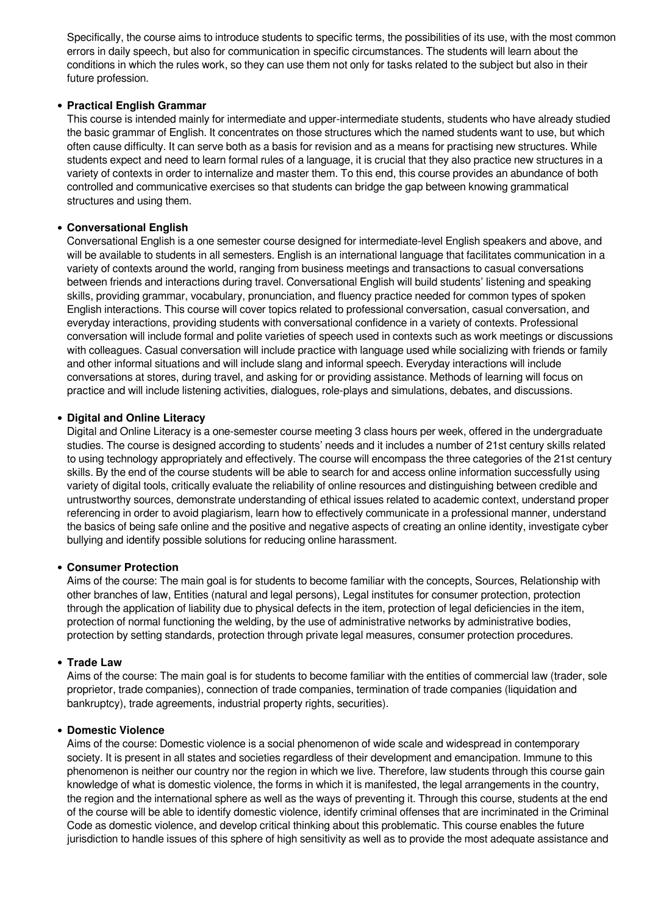Specifically, the course aims to introduce students to specific terms, the possibilities of its use, with the most common errors in daily speech, but also for communication in specific circumstances. The students will learn about the conditions in which the rules work, so they can use them not only for tasks related to the subject but also in their future profession.

- **Practical English Grammar**
  This course is intended mainly for intermediate and upper-intermediate students, students who have already studied the basic grammar of English. It concentrates on those structures which the named students want to use, but which often cause difficulty. It can serve both as a basis for revision and as a means for practising new structures. While students expect and need to learn formal rules of a language, it is crucial that they also practice new structures in a variety of contexts in order to internalize and master them. To this end, this course provides an abundance of both controlled and communicative exercises so that students can bridge the gap between knowing grammatical structures and using them.

- **Conversational English**
  Conversational English is a one semester course designed for intermediate-level English speakers and above, and will be available to students in all semesters. English is an international language that facilitates communication in a variety of contexts around the world, ranging from business meetings and transactions to casual conversations between friends and interactions during travel. Conversational English will build students' listening and speaking skills, providing grammar, vocabulary, pronunciation, and fluency practice needed for common types of spoken English interactions. This course will cover topics related to professional conversation, casual conversation, and everyday interactions, providing students with conversational confidence in a variety of contexts. Professional conversation will include formal and polite varieties of speech used in contexts such as work meetings or discussions with colleagues. Casual conversation will include practice with language used while socializing with friends or family and other informal situations and will include slang and informal speech. Everyday interactions will include conversations at stores, during travel, and asking for or providing assistance. Methods of learning will focus on practice and will include listening activities, dialogues, role-plays and simulations, debates, and discussions.

- **Digital and Online Literacy**
  Digital and Online Literacy is a one-semester course meeting 3 class hours per week, offered in the undergraduate studies. The course is designed according to students' needs and it includes a number of 21st century skills related to using technology appropriately and effectively. The course will encompass the three categories of the 21st century skills. By the end of the course students will be able to search for and access online information successfully using variety of digital tools, critically evaluate the reliability of online resources and distinguishing between credible and untrustworthy sources, demonstrate understanding of ethical issues related to academic context, understand proper referencing in order to avoid plagiarism, learn how to effectively communicate in a professional manner, understand the basics of being safe online and the positive and negative aspects of creating an online identity, investigate cyber bullying and identify possible solutions for reducing online harassment.

- **Consumer Protection**
  Aims of the course: The main goal is for students to become familiar with the concepts, Sources, Relationship with other branches of law, Entities (natural and legal persons), Legal institutes for consumer protection, protection through the application of liability due to physical defects in the item, protection of legal deficiencies in the item, protection of normal functioning the welding, by the use of administrative networks by administrative bodies, protection by setting standards, protection through private legal measures, consumer protection procedures.

- **Trade Law**
  Aims of the course: The main goal is for students to become familiar with the entities of commercial law (trader, sole proprietor, trade companies), connection of trade companies, termination of trade companies (liquidation and bankruptcy), trade agreements, industrial property rights, securities).

- **Domestic Violence**
  Aims of the course: Domestic violence is a social phenomenon of wide scale and widespread in contemporary society. It is present in all states and societies regardless of their development and emancipation. Immune to this phenomenon is neither our country nor the region in which we live. Therefore, law students through this course gain knowledge of what is domestic violence, the forms in which it is manifested, the legal arrangements in the country, the region and the international sphere as well as the ways of preventing it. Through this course, students at the end of the course will be able to identify domestic violence, identify criminal offenses that are incriminated in the Criminal Code as domestic violence, and develop critical thinking about this problematic. This course enables the future jurisdiction to handle issues of this sphere of high sensitivity as well as to provide the most adequate assistance and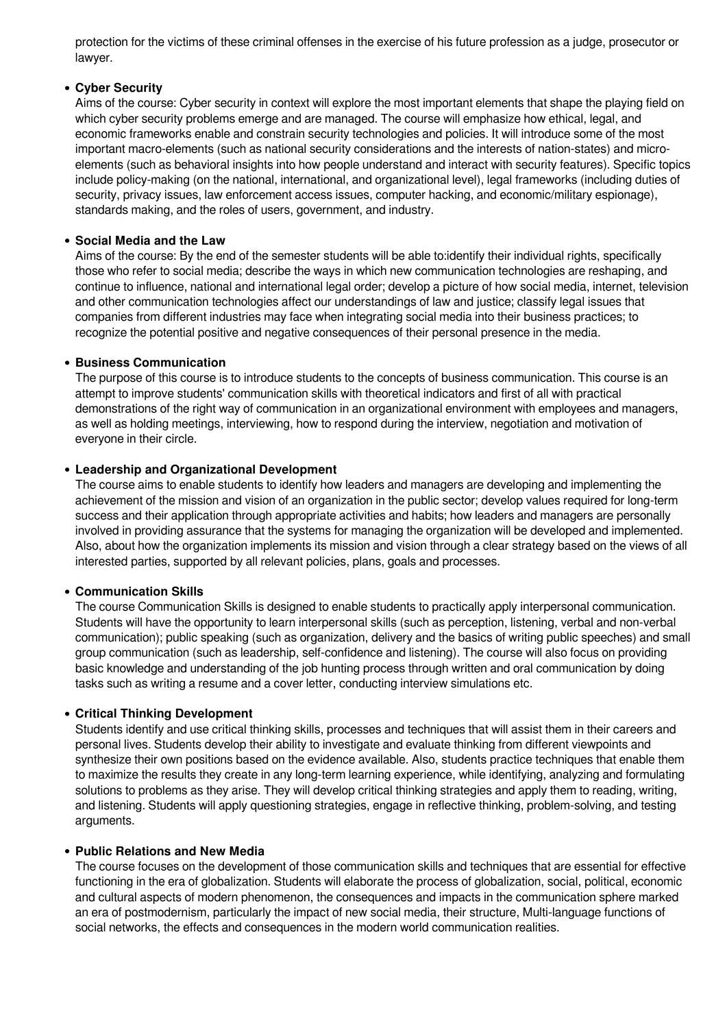protection for the victims of these criminal offenses in the exercise of his future profession as a judge, prosecutor or lawyer.

- **Cyber Security**
  Aims of the course: Cyber security in context will explore the most important elements that shape the playing field on which cyber security problems emerge and are managed. The course will emphasize how ethical, legal, and economic frameworks enable and constrain security technologies and policies. It will introduce some of the most important macro-elements (such as national security considerations and the interests of nation-states) and micro-elements (such as behavioral insights into how people understand and interact with security features). Specific topics include policy-making (on the national, international, and organizational level), legal frameworks (including duties of security, privacy issues, law enforcement access issues, computer hacking, and economic/military espionage), standards making, and the roles of users, government, and industry.

- **Social Media and the Law**
  Aims of the course: By the end of the semester students will be able to:identify their individual rights, specifically those who refer to social media; describe the ways in which new communication technologies are reshaping, and continue to influence, national and international legal order; develop a picture of how social media, internet, television and other communication technologies affect our understandings of law and justice; classify legal issues that companies from different industries may face when integrating social media into their business practices; to recognize the potential positive and negative consequences of their personal presence in the media.

- **Business Communication**
  The purpose of this course is to introduce students to the concepts of business communication. This course is an attempt to improve students' communication skills with theoretical indicators and first of all with practical demonstrations of the right way of communication in an organizational environment with employees and managers, as well as holding meetings, interviewing, how to respond during the interview, negotiation and motivation of everyone in their circle.

- **Leadership and Organizational Development**
  The course aims to enable students to identify how leaders and managers are developing and implementing the achievement of the mission and vision of an organization in the public sector; develop values required for long-term success and their application through appropriate activities and habits; how leaders and managers are personally involved in providing assurance that the systems for managing the organization will be developed and implemented. Also, about how the organization implements its mission and vision through a clear strategy based on the views of all interested parties, supported by all relevant policies, plans, goals and processes.

- **Communication Skills**
  The course Communication Skills is designed to enable students to practically apply interpersonal communication. Students will have the opportunity to learn interpersonal skills (such as perception, listening, verbal and non-verbal communication); public speaking (such as organization, delivery and the basics of writing public speeches) and small group communication (such as leadership, self-confidence and listening). The course will also focus on providing basic knowledge and understanding of the job hunting process through written and oral communication by doing tasks such as writing a resume and a cover letter, conducting interview simulations etc.

- **Critical Thinking Development**
  Students identify and use critical thinking skills, processes and techniques that will assist them in their careers and personal lives. Students develop their ability to investigate and evaluate thinking from different viewpoints and synthesize their own positions based on the evidence available. Also, students practice techniques that enable them to maximize the results they create in any long-term learning experience, while identifying, analyzing and formulating solutions to problems as they arise. They will develop critical thinking strategies and apply them to reading, writing, and listening. Students will apply questioning strategies, engage in reflective thinking, problem-solving, and testing arguments.

- **Public Relations and New Media**
  The course focuses on the development of those communication skills and techniques that are essential for effective functioning in the era of globalization. Students will elaborate the process of globalization, social, political, economic and cultural aspects of modern phenomenon, the consequences and impacts in the communication sphere marked an era of postmodernism, particularly the impact of new social media, their structure, Multi-language functions of social networks, the effects and consequences in the modern world communication realities.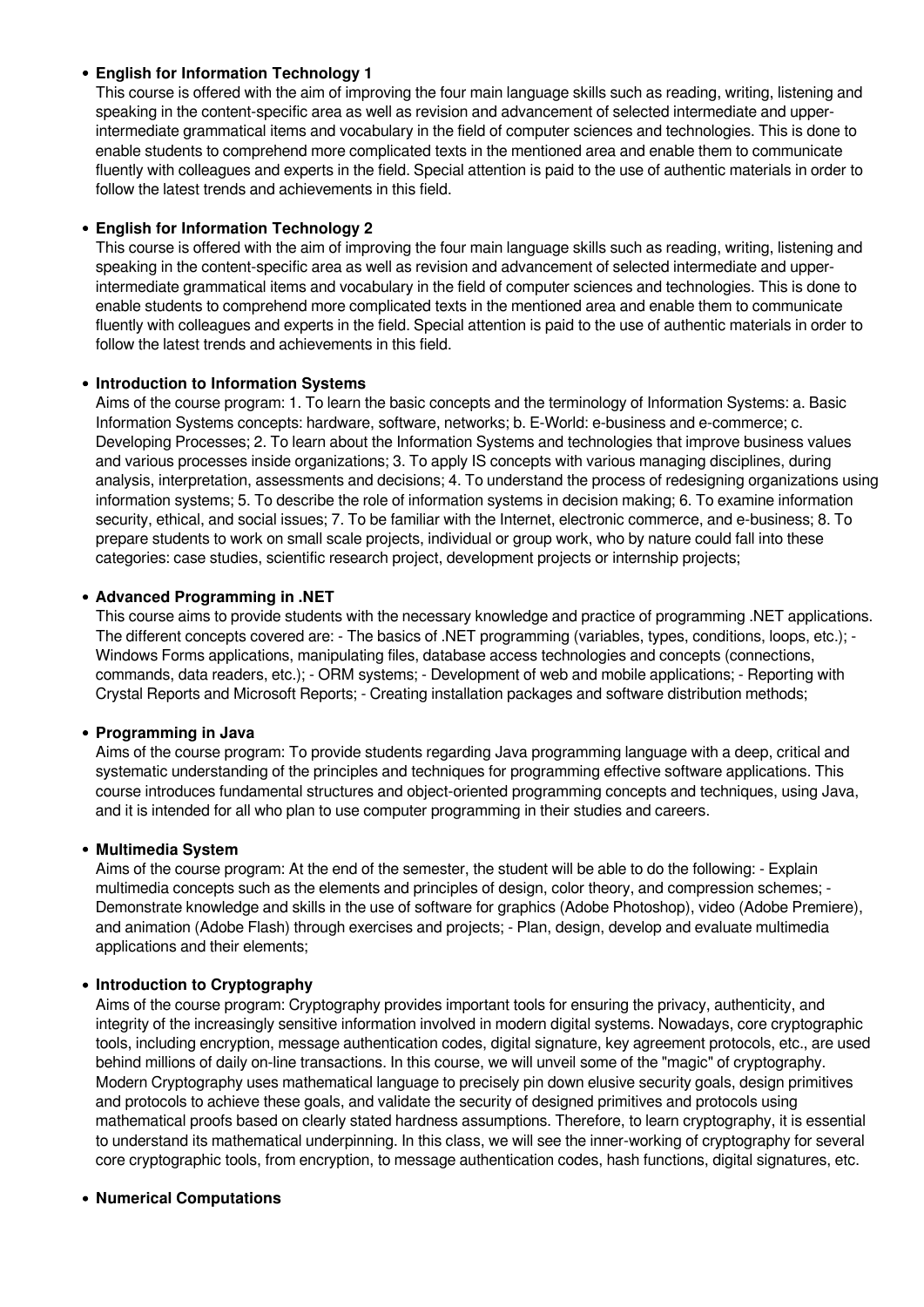- **English for Information Technology 1**
  This course is offered with the aim of improving the four main language skills such as reading, writing, listening and speaking in the content-specific area as well as revision and advancement of selected intermediate and upper-intermediate grammatical items and vocabulary in the field of computer sciences and technologies. This is done to enable students to comprehend more complicated texts in the mentioned area and enable them to communicate fluently with colleagues and experts in the field. Special attention is paid to the use of authentic materials in order to follow the latest trends and achievements in this field.

- **English for Information Technology 2**
  This course is offered with the aim of improving the four main language skills such as reading, writing, listening and speaking in the content-specific area as well as revision and advancement of selected intermediate and upper-intermediate grammatical items and vocabulary in the field of computer sciences and technologies. This is done to enable students to comprehend more complicated texts in the mentioned area and enable them to communicate fluently with colleagues and experts in the field. Special attention is paid to the use of authentic materials in order to follow the latest trends and achievements in this field.

- **Introduction to Information Systems**
  Aims of the course program: 1. To learn the basic concepts and the terminology of Information Systems: a. Basic Information Systems concepts: hardware, software, networks; b. E-World: e-business and e-commerce; c. Developing Processes; 2. To learn about the Information Systems and technologies that improve business values and various processes inside organizations; 3. To apply IS concepts with various managing disciplines, during analysis, interpretation, assessments and decisions; 4. To understand the process of redesigning organizations using information systems; 5. To describe the role of information systems in decision making; 6. To examine information security, ethical, and social issues; 7. To be familiar with the Internet, electronic commerce, and e-business; 8. To prepare students to work on small scale projects, individual or group work, who by nature could fall into these categories: case studies, scientific research project, development projects or internship projects;

- **Advanced Programming in .NET**
  This course aims to provide students with the necessary knowledge and practice of programming .NET applications. The different concepts covered are: - The basics of .NET programming (variables, types, conditions, loops, etc.); - Windows Forms applications, manipulating files, database access technologies and concepts (connections, commands, data readers, etc.); - ORM systems; - Development of web and mobile applications; - Reporting with Crystal Reports and Microsoft Reports; - Creating installation packages and software distribution methods;

- **Programming in Java**
  Aims of the course program: To provide students regarding Java programming language with a deep, critical and systematic understanding of the principles and techniques for programming effective software applications. This course introduces fundamental structures and object-oriented programming concepts and techniques, using Java, and it is intended for all who plan to use computer programming in their studies and careers.

- **Multimedia System**
  Aims of the course program: At the end of the semester, the student will be able to do the following: - Explain multimedia concepts such as the elements and principles of design, color theory, and compression schemes; - Demonstrate knowledge and skills in the use of software for graphics (Adobe Photoshop), video (Adobe Premiere), and animation (Adobe Flash) through exercises and projects; - Plan, design, develop and evaluate multimedia applications and their elements;

- **Introduction to Cryptography**
  Aims of the course program: Cryptography provides important tools for ensuring the privacy, authenticity, and integrity of the increasingly sensitive information involved in modern digital systems. Nowadays, core cryptographic tools, including encryption, message authentication codes, digital signature, key agreement protocols, etc., are used behind millions of daily on-line transactions. In this course, we will unveil some of the "magic" of cryptography. Modern Cryptography uses mathematical language to precisely pin down elusive security goals, design primitives and protocols to achieve these goals, and validate the security of designed primitives and protocols using mathematical proofs based on clearly stated hardness assumptions. Therefore, to learn cryptography, it is essential to understand its mathematical underpinning. In this class, we will see the inner-working of cryptography for several core cryptographic tools, from encryption, to message authentication codes, hash functions, digital signatures, etc.

- **Numerical Computations**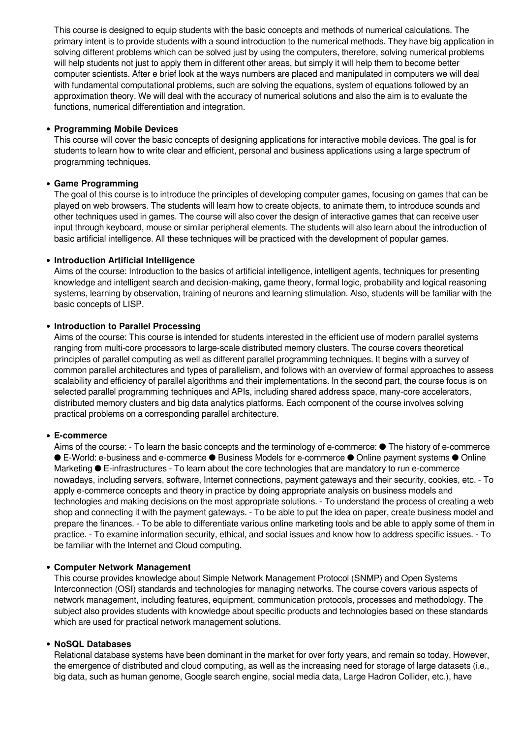This course is designed to equip students with the basic concepts and methods of numerical calculations. The primary intent is to provide students with a sound introduction to the numerical methods. They have big application in solving different problems which can be solved just by using the computers, therefore, solving numerical problems will help students not just to apply them in different other areas, but simply it will help them to become better computer scientists. After e brief look at the ways numbers are placed and manipulated in computers we will deal with fundamental computational problems, such are solving the equations, system of equations followed by an approximation theory. We will deal with the accuracy of numerical solutions and also the aim is to evaluate the functions, numerical differentiation and integration.

- **Programming Mobile Devices**
  This course will cover the basic concepts of designing applications for interactive mobile devices. The goal is for students to learn how to write clear and efficient, personal and business applications using a large spectrum of programming techniques.

- **Game Programming**
  The goal of this course is to introduce the principles of developing computer games, focusing on games that can be played on web browsers. The students will learn how to create objects, to animate them, to introduce sounds and other techniques used in games. The course will also cover the design of interactive games that can receive user input through keyboard, mouse or similar peripheral elements. The students will also learn about the introduction of basic artificial intelligence. All these techniques will be practiced with the development of popular games.

- **Introduction Artificial Intelligence**
  Aims of the course: Introduction to the basics of artificial intelligence, intelligent agents, techniques for presenting knowledge and intelligent search and decision-making, game theory, formal logic, probability and logical reasoning systems, learning by observation, training of neurons and learning stimulation. Also, students will be familiar with the basic concepts of LISP.

- **Introduction to Parallel Processing**
  Aims of the course: This course is intended for students interested in the efficient use of modern parallel systems ranging from multi-core processors to large-scale distributed memory clusters. The course covers theoretical principles of parallel computing as well as different parallel programming techniques. It begins with a survey of common parallel architectures and types of parallelism, and follows with an overview of formal approaches to assess scalability and efficiency of parallel algorithms and their implementations. In the second part, the course focus is on selected parallel programming techniques and APIs, including shared address space, many-core accelerators, distributed memory clusters and big data analytics platforms. Each component of the course involves solving practical problems on a corresponding parallel architecture.

- **E-commerce**
  Aims of the course: - To learn the basic concepts and the terminology of e-commerce: ● The history of e-commerce ● E-World: e-business and e-commerce ● Business Models for e-commerce ● Online payment systems ● Online Marketing ● E-infrastructures - To learn about the core technologies that are mandatory to run e-commerce nowadays, including servers, software, Internet connections, payment gateways and their security, cookies, etc. - To apply e-commerce concepts and theory in practice by doing appropriate analysis on business models and technologies and making decisions on the most appropriate solutions. - To understand the process of creating a web shop and connecting it with the payment gateways. - To be able to put the idea on paper, create business model and prepare the finances. - To be able to differentiate various online marketing tools and be able to apply some of them in practice. - To examine information security, ethical, and social issues and know how to address specific issues. - To be familiar with the Internet and Cloud computing.

- **Computer Network Management**
  This course provides knowledge about Simple Network Management Protocol (SNMP) and Open Systems Interconnection (OSI) standards and technologies for managing networks. The course covers various aspects of network management, including features, equipment, communication protocols, processes and methodology. The subject also provides students with knowledge about specific products and technologies based on these standards which are used for practical network management solutions.

- **NoSQL Databases**
  Relational database systems have been dominant in the market for over forty years, and remain so today. However, the emergence of distributed and cloud computing, as well as the increasing need for storage of large datasets (i.e., big data, such as human genome, Google search engine, social media data, Large Hadron Collider, etc.), have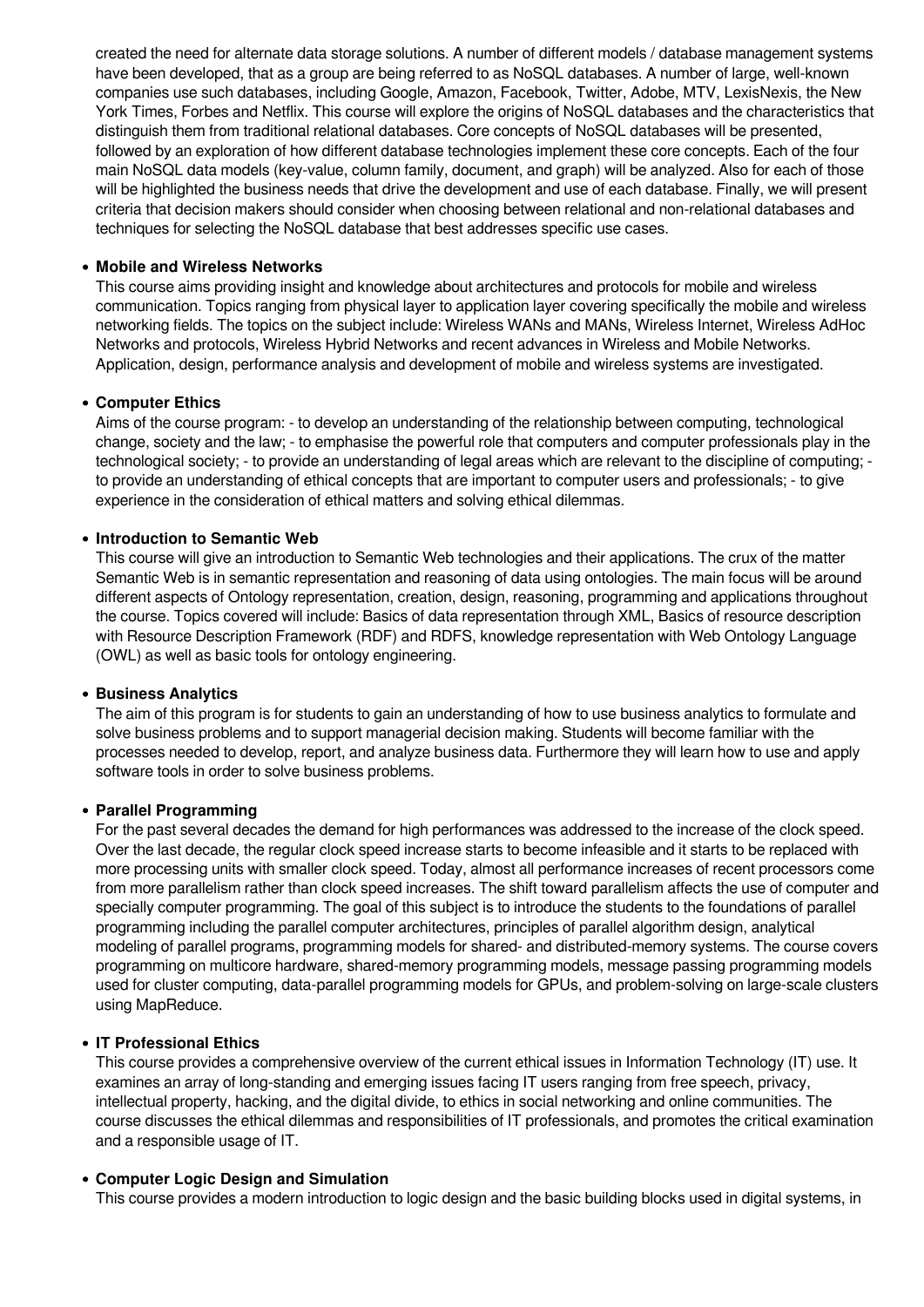created the need for alternate data storage solutions. A number of different models / database management systems have been developed, that as a group are being referred to as NoSQL databases. A number of large, well-known companies use such databases, including Google, Amazon, Facebook, Twitter, Adobe, MTV, LexisNexis, the New York Times, Forbes and Netflix. This course will explore the origins of NoSQL databases and the characteristics that distinguish them from traditional relational databases. Core concepts of NoSQL databases will be presented, followed by an exploration of how different database technologies implement these core concepts. Each of the four main NoSQL data models (key-value, column family, document, and graph) will be analyzed. Also for each of those will be highlighted the business needs that drive the development and use of each database. Finally, we will present criteria that decision makers should consider when choosing between relational and non-relational databases and techniques for selecting the NoSQL database that best addresses specific use cases.

- **Mobile and Wireless Networks**
  This course aims providing insight and knowledge about architectures and protocols for mobile and wireless communication. Topics ranging from physical layer to application layer covering specifically the mobile and wireless networking fields. The topics on the subject include: Wireless WANs and MANs, Wireless Internet, Wireless AdHoc Networks and protocols, Wireless Hybrid Networks and recent advances in Wireless and Mobile Networks. Application, design, performance analysis and development of mobile and wireless systems are investigated.

- **Computer Ethics**
  Aims of the course program: - to develop an understanding of the relationship between computing, technological change, society and the law; - to emphasise the powerful role that computers and computer professionals play in the technological society; - to provide an understanding of legal areas which are relevant to the discipline of computing; - to provide an understanding of ethical concepts that are important to computer users and professionals; - to give experience in the consideration of ethical matters and solving ethical dilemmas.

- **Introduction to Semantic Web**
  This course will give an introduction to Semantic Web technologies and their applications. The crux of the matter Semantic Web is in semantic representation and reasoning of data using ontologies. The main focus will be around different aspects of Ontology representation, creation, design, reasoning, programming and applications throughout the course. Topics covered will include: Basics of data representation through XML, Basics of resource description with Resource Description Framework (RDF) and RDFS, knowledge representation with Web Ontology Language (OWL) as well as basic tools for ontology engineering.

- **Business Analytics**
  The aim of this program is for students to gain an understanding of how to use business analytics to formulate and solve business problems and to support managerial decision making. Students will become familiar with the processes needed to develop, report, and analyze business data. Furthermore they will learn how to use and apply software tools in order to solve business problems.

- **Parallel Programming**
  For the past several decades the demand for high performances was addressed to the increase of the clock speed. Over the last decade, the regular clock speed increase starts to become infeasible and it starts to be replaced with more processing units with smaller clock speed. Today, almost all performance increases of recent processors come from more parallelism rather than clock speed increases. The shift toward parallelism affects the use of computer and specially computer programming. The goal of this subject is to introduce the students to the foundations of parallel programming including the parallel computer architectures, principles of parallel algorithm design, analytical modeling of parallel programs, programming models for shared- and distributed-memory systems. The course covers programming on multicore hardware, shared-memory programming models, message passing programming models used for cluster computing, data-parallel programming models for GPUs, and problem-solving on large-scale clusters using MapReduce.

- **IT Professional Ethics**
  This course provides a comprehensive overview of the current ethical issues in Information Technology (IT) use. It examines an array of long-standing and emerging issues facing IT users ranging from free speech, privacy, intellectual property, hacking, and the digital divide, to ethics in social networking and online communities. The course discusses the ethical dilemmas and responsibilities of IT professionals, and promotes the critical examination and a responsible usage of IT.

- **Computer Logic Design and Simulation**
  This course provides a modern introduction to logic design and the basic building blocks used in digital systems, in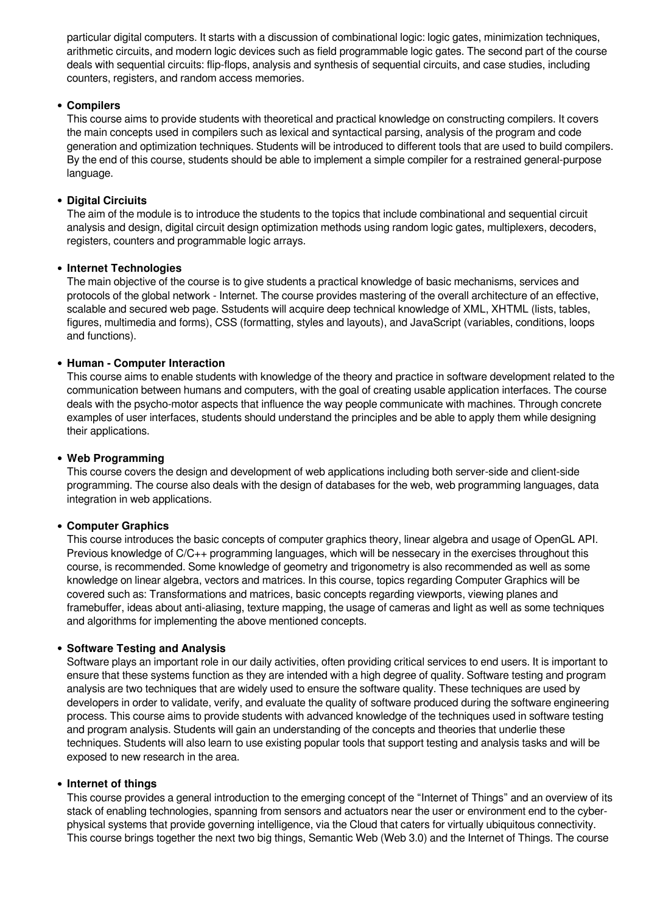particular digital computers. It starts with a discussion of combinational logic: logic gates, minimization techniques, arithmetic circuits, and modern logic devices such as field programmable logic gates. The second part of the course deals with sequential circuits: flip-flops, analysis and synthesis of sequential circuits, and case studies, including counters, registers, and random access memories.

- **Compilers**
  This course aims to provide students with theoretical and practical knowledge on constructing compilers. It covers the main concepts used in compilers such as lexical and syntactical parsing, analysis of the program and code generation and optimization techniques. Students will be introduced to different tools that are used to build compilers. By the end of this course, students should be able to implement a simple compiler for a restrained general-purpose language.

- **Digital Circiuits**
  The aim of the module is to introduce the students to the topics that include combinational and sequential circuit analysis and design, digital circuit design optimization methods using random logic gates, multiplexers, decoders, registers, counters and programmable logic arrays.

- **Internet Technologies**
  The main objective of the course is to give students a practical knowledge of basic mechanisms, services and protocols of the global network - Internet. The course provides mastering of the overall architecture of an effective, scalable and secured web page. Sstudents will acquire deep technical knowledge of XML, XHTML (lists, tables, figures, multimedia and forms), CSS (formatting, styles and layouts), and JavaScript (variables, conditions, loops and functions).

- **Human - Computer Interaction**
  This course aims to enable students with knowledge of the theory and practice in software development related to the communication between humans and computers, with the goal of creating usable application interfaces. The course deals with the psycho-motor aspects that influence the way people communicate with machines. Through concrete examples of user interfaces, students should understand the principles and be able to apply them while designing their applications.

- **Web Programming**
  This course covers the design and development of web applications including both server-side and client-side programming. The course also deals with the design of databases for the web, web programming languages, data integration in web applications.

- **Computer Graphics**
  This course introduces the basic concepts of computer graphics theory, linear algebra and usage of OpenGL API. Previous knowledge of C/C++ programming languages, which will be nessecary in the exercises throughout this course, is recommended. Some knowledge of geometry and trigonometry is also recommended as well as some knowledge on linear algebra, vectors and matrices. In this course, topics regarding Computer Graphics will be covered such as: Transformations and matrices, basic concepts regarding viewports, viewing planes and framebuffer, ideas about anti-aliasing, texture mapping, the usage of cameras and light as well as some techniques and algorithms for implementing the above mentioned concepts.

- **Software Testing and Analysis**
  Software plays an important role in our daily activities, often providing critical services to end users. It is important to ensure that these systems function as they are intended with a high degree of quality. Software testing and program analysis are two techniques that are widely used to ensure the software quality. These techniques are used by developers in order to validate, verify, and evaluate the quality of software produced during the software engineering process. This course aims to provide students with advanced knowledge of the techniques used in software testing and program analysis. Students will gain an understanding of the concepts and theories that underlie these techniques. Students will also learn to use existing popular tools that support testing and analysis tasks and will be exposed to new research in the area.

- **Internet of things**
  This course provides a general introduction to the emerging concept of the "Internet of Things" and an overview of its stack of enabling technologies, spanning from sensors and actuators near the user or environment end to the cyber-physical systems that provide governing intelligence, via the Cloud that caters for virtually ubiquitous connectivity. This course brings together the next two big things, Semantic Web (Web 3.0) and the Internet of Things. The course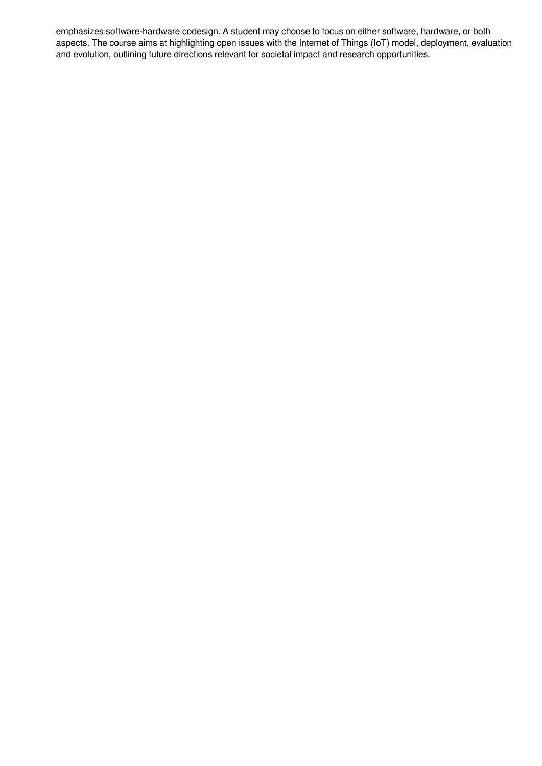emphasizes software-hardware codesign. A student may choose to focus on either software, hardware, or both aspects. The course aims at highlighting open issues with the Internet of Things (IoT) model, deployment, evaluation and evolution, outlining future directions relevant for societal impact and research opportunities.